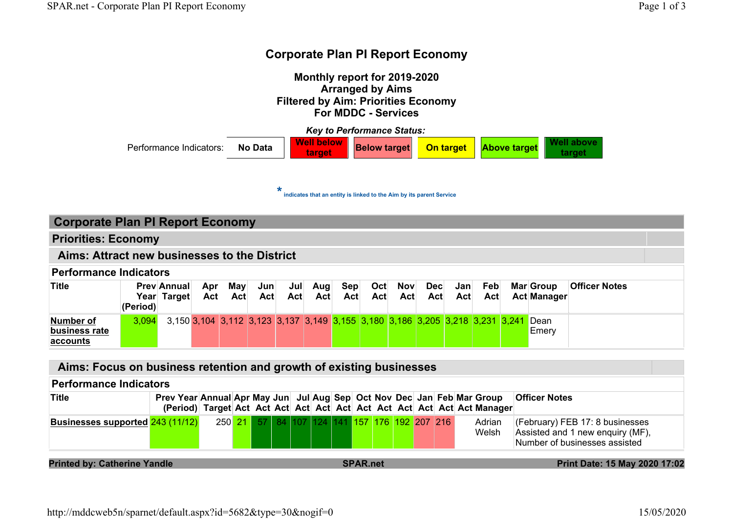# Corporate Plan PI Report Economy

**Monthly report for 2019-2020**
**Arranged by Aims**
**Filtered by Aim: Priorities Economy**
**For MDDC - Services**

***Key to Performance Status:***

| Performance Indicators: | No Data | Well below target | Below target | On target | Above target | Well above target |
|---|---|---|---|---|---|---|

\* indicates that an entity is linked to the Aim by its parent Service

## Corporate Plan PI Report Economy

### Priorities: Economy

#### Aims: Attract new businesses to the District

**Performance Indicators**

| Title | Prev Year (Period) | Annual Target | Apr Act | May Act | Jun Act | Jul Act | Aug Act | Sep Act | Oct Act | Nov Act | Dec Act | Jan Act | Feb Act | Mar Act | Group Manager | Officer Notes |
|---|---|---|---|---|---|---|---|---|---|---|---|---|---|---|---|---|
| **Number of business rate accounts** | 3,094 | 3,150 | 3,104 | 3,112 | 3,123 | 3,137 | 3,149 | 3,155 | 3,180 | 3,186 | 3,205 | 3,218 | 3,231 | 3,241 | Dean Emery | |

#### Aims: Focus on business retention and growth of existing businesses

**Performance Indicators**

| Title | Prev Year (Period) | Annual Target | Apr Act | May Act | Jun Act | Jul Act | Aug Act | Sep Act | Oct Act | Nov Act | Dec Act | Jan Act | Feb Act | Mar Act | Group Manager | Officer Notes |
|---|---|---|---|---|---|---|---|---|---|---|---|---|---|---|---|---|
| **Businesses supported** | 243 (11/12) | 250 | 21 | 57 | 84 | 107 | 124 | 141 | 157 | 176 | 192 | 207 | 216 | | Adrian Welsh | (February) FEB 17: 8 businesses Assisted and 1 new enquiry (MF), Number of businesses assisted |

**Printed by: Catherine Yandle** | **SPAR.net** | **Print Date: 15 May 2020 17:02**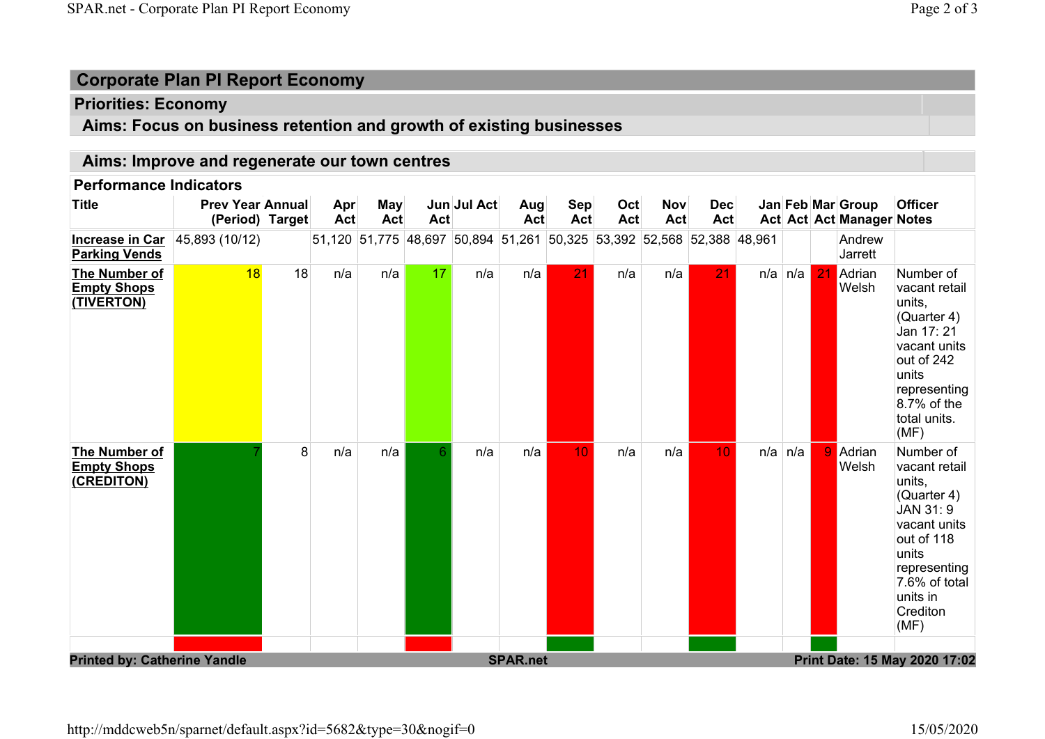# Corporate Plan PI Report Economy

## Priorities: Economy

### Aims: Focus on business retention and growth of existing businesses

### Aims: Improve and regenerate our town centres

**Performance Indicators**

| Title | Prev Year (Period) | Annual Target | Apr Act | May Act | Jun Act | Jul Act | Aug Act | Sep Act | Oct Act | Nov Act | Dec Act | Jan Act | Feb Act | Mar Act | Group Manager | Officer Notes |
|---|---|---|---|---|---|---|---|---|---|---|---|---|---|---|---|---|
| **Increase in Car Parking Vends** | 45,893 (10/12) | | 51,120 | 51,775 | 48,697 | 50,894 | 51,261 | 50,325 | 53,392 | 52,568 | 52,388 | 48,961 | | | Andrew Jarrett | |
| **The Number of Empty Shops (TIVERTON)** | 18 | 18 | n/a | n/a | 17 | n/a | n/a | 21 | n/a | n/a | 21 | n/a | n/a | 21 | Adrian Welsh | Number of vacant retail units, (Quarter 4) Jan 17: 21 vacant units out of 242 units representing 8.7% of the total units. (MF) |
| **The Number of Empty Shops (CREDITON)** | 7 | 8 | n/a | n/a | 6 | n/a | n/a | 10 | n/a | n/a | 10 | n/a | n/a | 9 | Adrian Welsh | Number of vacant retail units, (Quarter 4) JAN 31: 9 vacant units out of 118 units representing 7.6% of total units in Crediton (MF) |

**Printed by: Catherine Yandle** **SPAR.net** **Print Date: 15 May 2020 17:02**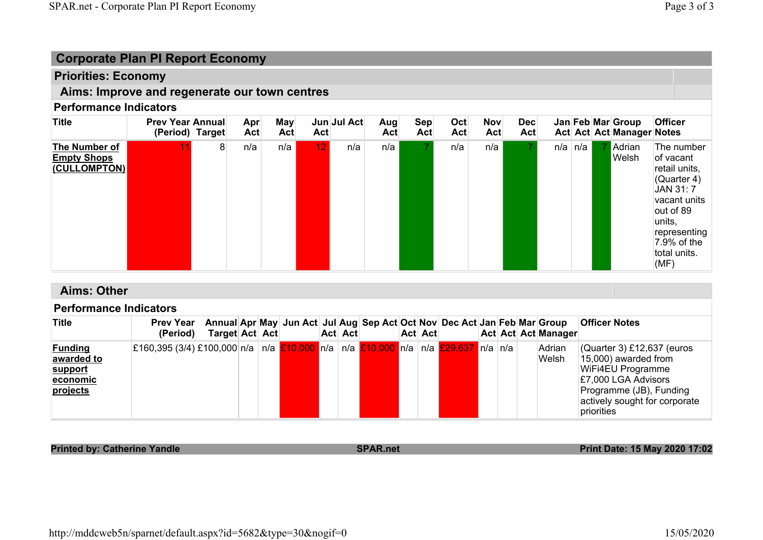# Corporate Plan PI Report Economy

## Priorities: Economy

### Aims: Improve and regenerate our town centres

#### Performance Indicators

| Title | Prev Year (Period) | Annual Target | Apr Act | May Act | Jun Act | Jul Act | Aug Act | Sep Act | Oct Act | Nov Act | Dec Act | Jan Act | Feb Act | Mar Act | Group Manager | Officer Notes |
|---|---|---|---|---|---|---|---|---|---|---|---|---|---|---|---|---|
| **The Number of Empty Shops (CULLOMPTON)** | 11 | 8 | n/a | n/a | 12 | n/a | n/a | 7 | n/a | n/a | 7 | n/a | n/a | 7 | Adrian Welsh | The number of vacant retail units, (Quarter 4) JAN 31: 7 vacant units out of 89 units, representing 7.9% of the total units. (MF) |

### Aims: Other

#### Performance Indicators

| Title | Prev Year (Period) | Annual Target | Apr Act | May Act | Jun Act | Jul Act | Aug Act | Sep Act | Oct Act | Nov Act | Dec Act | Jan Act | Feb Act | Mar Act | Group Manager | Officer Notes |
|---|---|---|---|---|---|---|---|---|---|---|---|---|---|---|---|---|
| **Funding awarded to support economic projects** | £160,395 (3/4) | £100,000 | n/a | n/a | £10,000 | n/a | n/a | £10,000 | n/a | n/a | £29,637 | n/a | n/a | | Adrian Welsh | (Quarter 3) £12,637 (euros 15,000) awarded from WiFi4EU Programme £7,000 LGA Advisors Programme (JB), Funding actively sought for corporate priorities |

**Printed by: Catherine Yandle** **SPAR.net** **Print Date: 15 May 2020 17:02**